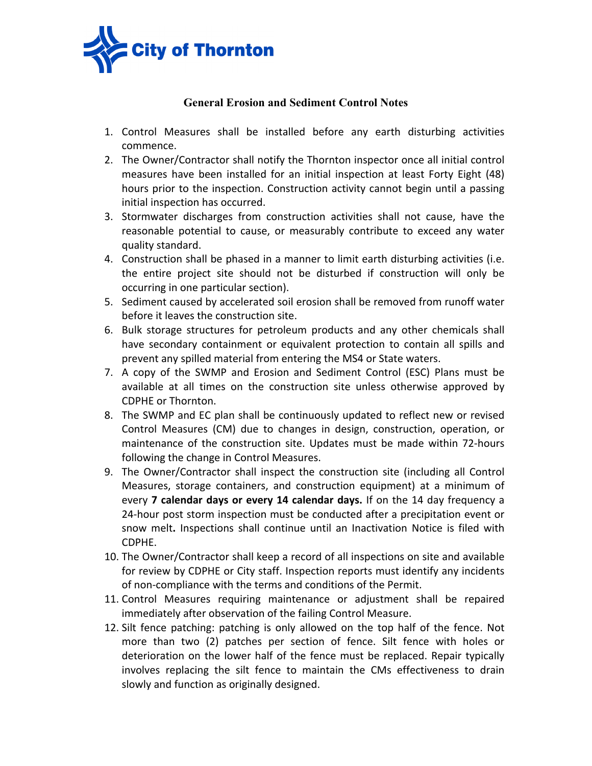City of Thornton

## General Erosion and Sediment Control Notes

1. Control Measures shall be installed before any earth disturbing activities commence.
2. The Owner/Contractor shall notify the Thornton inspector once all initial control measures have been installed for an initial inspection at least Forty Eight (48) hours prior to the inspection. Construction activity cannot begin until a passing initial inspection has occurred.
3. Stormwater discharges from construction activities shall not cause, have the reasonable potential to cause, or measurably contribute to exceed any water quality standard.
4. Construction shall be phased in a manner to limit earth disturbing activities (i.e. the entire project site should not be disturbed if construction will only be occurring in one particular section).
5. Sediment caused by accelerated soil erosion shall be removed from runoff water before it leaves the construction site.
6. Bulk storage structures for petroleum products and any other chemicals shall have secondary containment or equivalent protection to contain all spills and prevent any spilled material from entering the MS4 or State waters.
7. A copy of the SWMP and Erosion and Sediment Control (ESC) Plans must be available at all times on the construction site unless otherwise approved by CDPHE or Thornton.
8. The SWMP and EC plan shall be continuously updated to reflect new or revised Control Measures (CM) due to changes in design, construction, operation, or maintenance of the construction site. Updates must be made within 72-hours following the change in Control Measures.
9. The Owner/Contractor shall inspect the construction site (including all Control Measures, storage containers, and construction equipment) at a minimum of every **7 calendar days or every 14 calendar days.** If on the 14 day frequency a 24-hour post storm inspection must be conducted after a precipitation event or snow melt**.** Inspections shall continue until an Inactivation Notice is filed with CDPHE.
10. The Owner/Contractor shall keep a record of all inspections on site and available for review by CDPHE or City staff. Inspection reports must identify any incidents of non-compliance with the terms and conditions of the Permit.
11. Control Measures requiring maintenance or adjustment shall be repaired immediately after observation of the failing Control Measure.
12. Silt fence patching: patching is only allowed on the top half of the fence. Not more than two (2) patches per section of fence. Silt fence with holes or deterioration on the lower half of the fence must be replaced. Repair typically involves replacing the silt fence to maintain the CMs effectiveness to drain slowly and function as originally designed.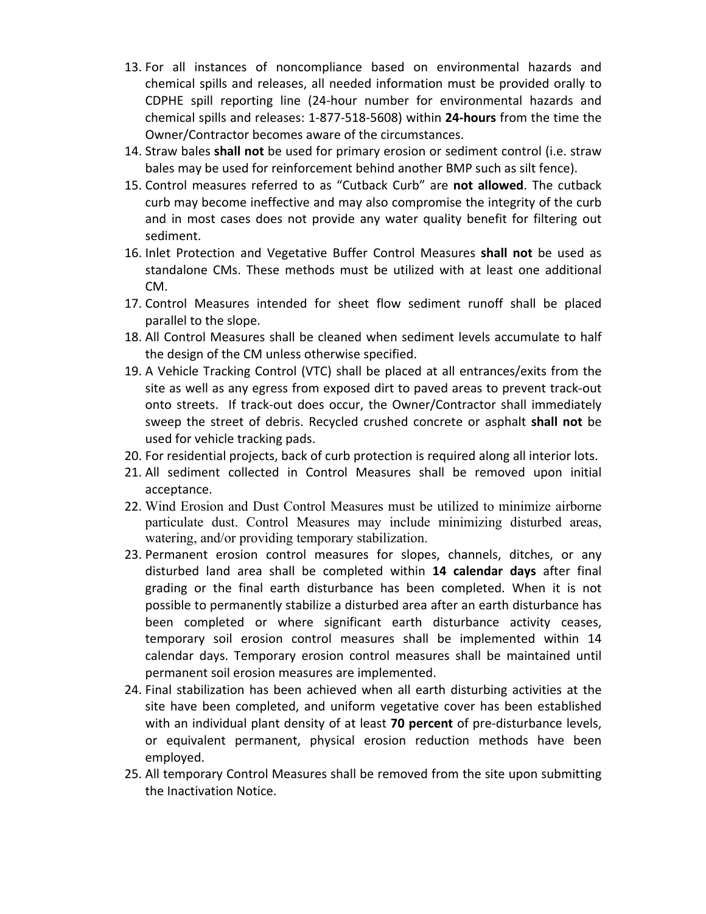13. For all instances of noncompliance based on environmental hazards and chemical spills and releases, all needed information must be provided orally to CDPHE spill reporting line (24-hour number for environmental hazards and chemical spills and releases: 1-877-518-5608) within **24-hours** from the time the Owner/Contractor becomes aware of the circumstances.
14. Straw bales **shall not** be used for primary erosion or sediment control (i.e. straw bales may be used for reinforcement behind another BMP such as silt fence).
15. Control measures referred to as "Cutback Curb" are **not allowed**. The cutback curb may become ineffective and may also compromise the integrity of the curb and in most cases does not provide any water quality benefit for filtering out sediment.
16. Inlet Protection and Vegetative Buffer Control Measures **shall not** be used as standalone CMs. These methods must be utilized with at least one additional CM.
17. Control Measures intended for sheet flow sediment runoff shall be placed parallel to the slope.
18. All Control Measures shall be cleaned when sediment levels accumulate to half the design of the CM unless otherwise specified.
19. A Vehicle Tracking Control (VTC) shall be placed at all entrances/exits from the site as well as any egress from exposed dirt to paved areas to prevent track-out onto streets. If track-out does occur, the Owner/Contractor shall immediately sweep the street of debris. Recycled crushed concrete or asphalt **shall not** be used for vehicle tracking pads.
20. For residential projects, back of curb protection is required along all interior lots.
21. All sediment collected in Control Measures shall be removed upon initial acceptance.
22. Wind Erosion and Dust Control Measures must be utilized to minimize airborne particulate dust. Control Measures may include minimizing disturbed areas, watering, and/or providing temporary stabilization.
23. Permanent erosion control measures for slopes, channels, ditches, or any disturbed land area shall be completed within **14 calendar days** after final grading or the final earth disturbance has been completed. When it is not possible to permanently stabilize a disturbed area after an earth disturbance has been completed or where significant earth disturbance activity ceases, temporary soil erosion control measures shall be implemented within 14 calendar days. Temporary erosion control measures shall be maintained until permanent soil erosion measures are implemented.
24. Final stabilization has been achieved when all earth disturbing activities at the site have been completed, and uniform vegetative cover has been established with an individual plant density of at least **70 percent** of pre-disturbance levels, or equivalent permanent, physical erosion reduction methods have been employed.
25. All temporary Control Measures shall be removed from the site upon submitting the Inactivation Notice.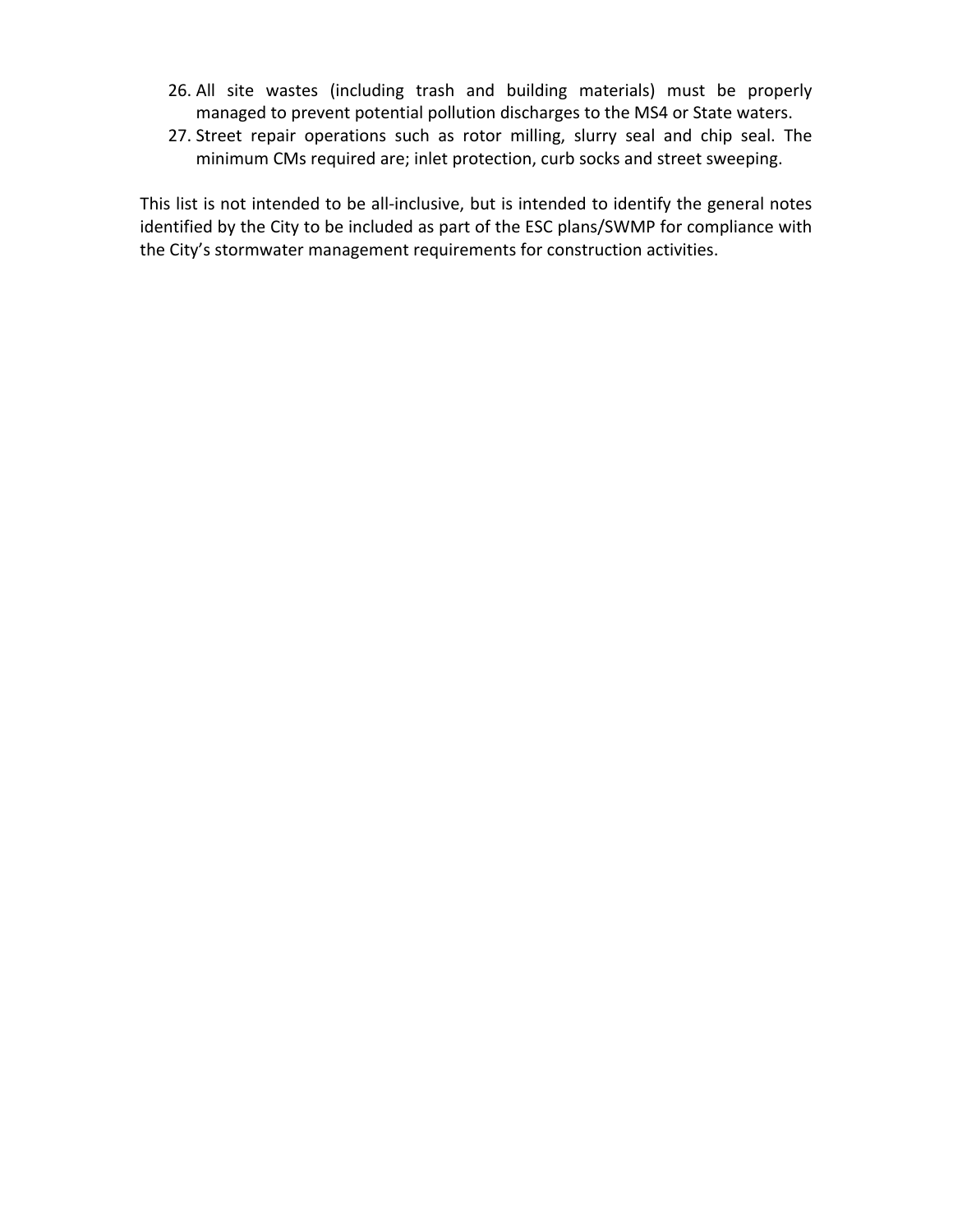26. All site wastes (including trash and building materials) must be properly managed to prevent potential pollution discharges to the MS4 or State waters.
27. Street repair operations such as rotor milling, slurry seal and chip seal. The minimum CMs required are; inlet protection, curb socks and street sweeping.

This list is not intended to be all-inclusive, but is intended to identify the general notes identified by the City to be included as part of the ESC plans/SWMP for compliance with the City's stormwater management requirements for construction activities.